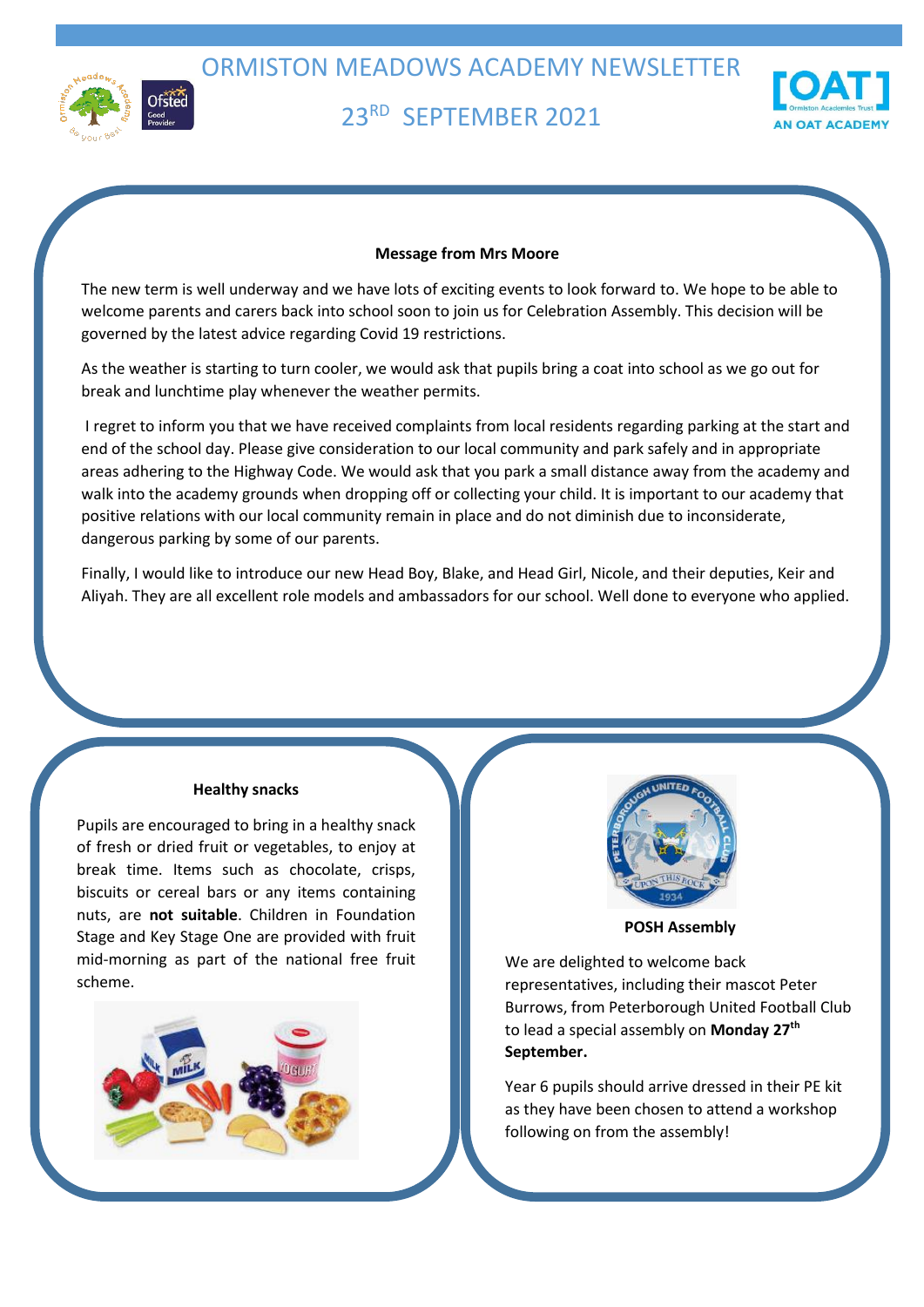# ORMISTON MEADOWS ACADEMY NEWSLETTER

## 23RD SEPTEMBER 2021

**Message from Mrs Moore**

The new term is well underway and we have lots of exciting events to look forward to. We hope to be able to welcome parents and carers back into school soon to join us for Celebration Assembly. This decision will be governed by the latest advice regarding Covid 19 restrictions.

As the weather is starting to turn cooler, we would ask that pupils bring a coat into school as we go out for break and lunchtime play whenever the weather permits.

I regret to inform you that we have received complaints from local residents regarding parking at the start and end of the school day. Please give consideration to our local community and park safely and in appropriate areas adhering to the Highway Code. We would ask that you park a small distance away from the academy and walk into the academy grounds when dropping off or collecting your child. It is important to our academy that positive relations with our local community remain in place and do not diminish due to inconsiderate, dangerous parking by some of our parents.

Finally, I would like to introduce our new Head Boy, Blake, and Head Girl, Nicole, and their deputies, Keir and Aliyah. They are all excellent role models and ambassadors for our school. Well done to everyone who applied.

**Healthy snacks**

Pupils are encouraged to bring in a healthy snack of fresh or dried fruit or vegetables, to enjoy at break time. Items such as chocolate, crisps, biscuits or cereal bars or any items containing nuts, are **not suitable**. Children in Foundation Stage and Key Stage One are provided with fruit mid-morning as part of the national free fruit scheme.

**POSH Assembly**

We are delighted to welcome back representatives, including their mascot Peter Burrows, from Peterborough United Football Club to lead a special assembly on **Monday 27th September.**

Year 6 pupils should arrive dressed in their PE kit as they have been chosen to attend a workshop following on from the assembly!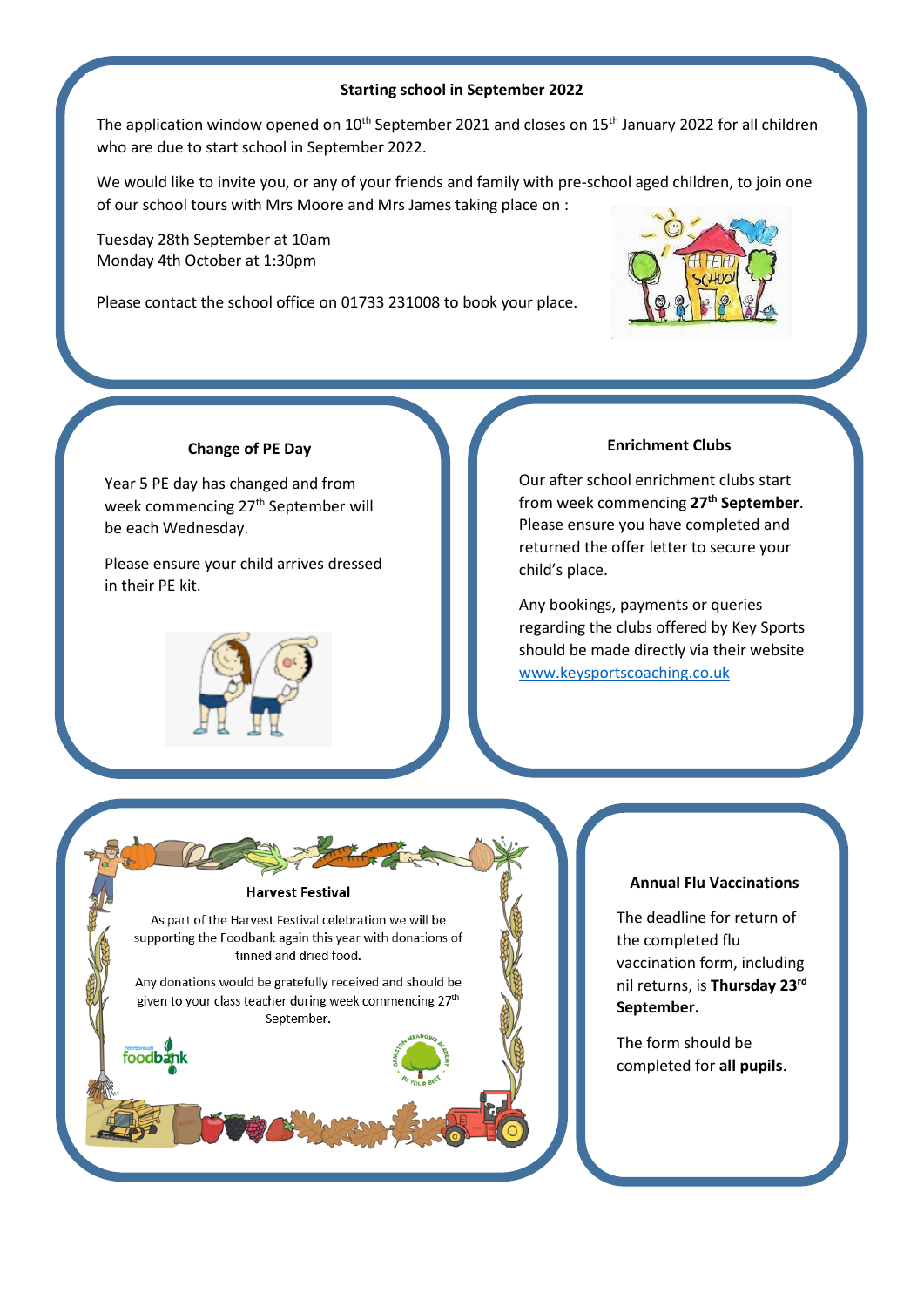## Starting school in September 2022

The application window opened on 10th September 2021 and closes on 15th January 2022 for all children who are due to start school in September 2022.

We would like to invite you, or any of your friends and family with pre-school aged children, to join one of our school tours with Mrs Moore and Mrs James taking place on :

Tuesday 28th September at 10am
Monday 4th October at 1:30pm

Please contact the school office on 01733 231008 to book your place.

## Change of PE Day

Year 5 PE day has changed and from week commencing 27th September will be each Wednesday.

Please ensure your child arrives dressed in their PE kit.

## Enrichment Clubs

Our after school enrichment clubs start from week commencing **27th September**. Please ensure you have completed and returned the offer letter to secure your child's place.

Any bookings, payments or queries regarding the clubs offered by Key Sports should be made directly via their website [www.keysportscoaching.co.uk](http://www.keysportscoaching.co.uk)

## Harvest Festival

As part of the Harvest Festival celebration we will be supporting the Foodbank again this year with donations of tinned and dried food.

Any donations would be gratefully received and should be given to your class teacher during week commencing 27th September.

## Annual Flu Vaccinations

The deadline for return of the completed flu vaccination form, including nil returns, is **Thursday 23rd September.**

The form should be completed for **all pupils**.